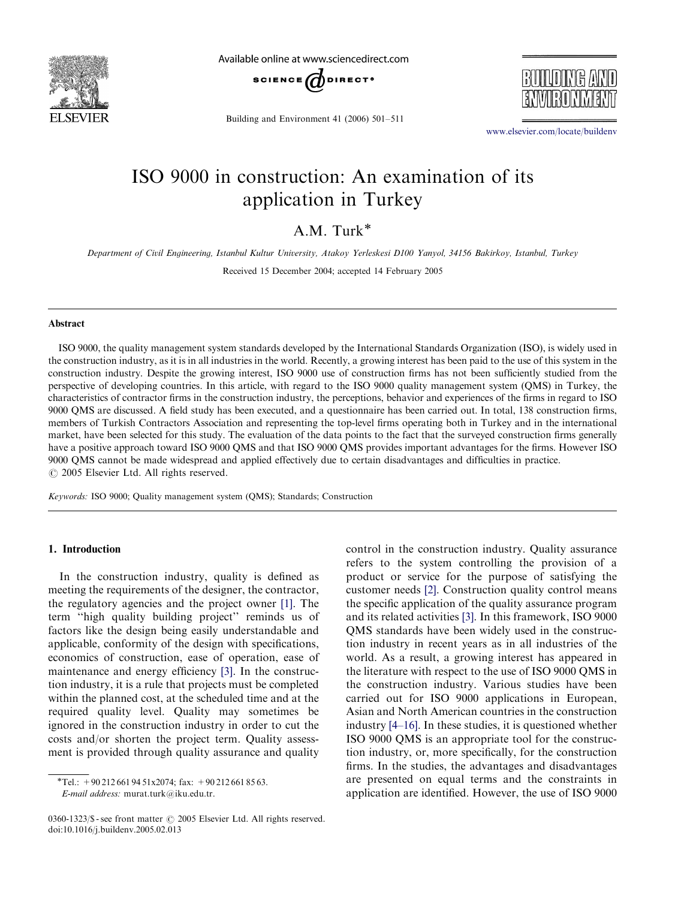// Exported from OCR pipeline; version 0.3
// Notes: no images detected on this page.

# ISO 9000 in construction: An examination of its application in Turkey

A.M. Turk*

*Department of Civil Engineering, Istanbul Kultur University, Atakoy Yerleskesi D100 Yanyol, 34156 Bakirkoy, Istanbul, Turkey*

Received 15 December 2004; accepted 14 February 2005

## Abstract

ISO 9000, the quality management system standards developed by the International Standards Organization (ISO), is widely used in the construction industry, as it is in all industries in the world. Recently, a growing interest has been paid to the use of this system in the construction industry. Despite the growing interest, ISO 9000 use of construction firms has not been sufficiently studied from the perspective of developing countries. In this article, with regard to the ISO 9000 quality management system (QMS) in Turkey, the characteristics of contractor firms in the construction industry, the perceptions, behavior and experiences of the firms in regard to ISO 9000 QMS are discussed. A field study has been executed, and a questionnaire has been carried out. In total, 138 construction firms, members of Turkish Contractors Association and representing the top-level firms operating both in Turkey and in the international market, have been selected for this study. The evaluation of the data points to the fact that the surveyed construction firms generally have a positive approach toward ISO 9000 QMS and that ISO 9000 QMS provides important advantages for the firms. However ISO 9000 QMS cannot be made widespread and applied effectively due to certain disadvantages and difficulties in practice.

© 2005 Elsevier Ltd. All rights reserved.

*Keywords:* ISO 9000; Quality management system (QMS); Standards; Construction

## 1. Introduction

In the construction industry, quality is defined as meeting the requirements of the designer, the contractor, the regulatory agencies and the project owner [1]. The term "high quality building project" reminds us of factors like the design being easily understandable and applicable, conformity of the design with specifications, economics of construction, ease of operation, ease of maintenance and energy efficiency [3]. In the construction industry, it is a rule that projects must be completed within the planned cost, at the scheduled time and at the required quality level. Quality may sometimes be ignored in the construction industry in order to cut the costs and/or shorten the project term. Quality assessment is provided through quality assurance and quality control in the construction industry. Quality assurance refers to the system controlling the provision of a product or service for the purpose of satisfying the customer needs [2]. Construction quality control means the specific application of the quality assurance program and its related activities [3]. In this framework, ISO 9000 QMS standards have been widely used in the construction industry in recent years as in all industries of the world. As a result, a growing interest has appeared in the literature with respect to the use of ISO 9000 QMS in the construction industry. Various studies have been carried out for ISO 9000 applications in European, Asian and North American countries in the construction industry [4–16]. In these studies, it is questioned whether ISO 9000 QMS is an appropriate tool for the construction industry, or, more specifically, for the construction firms. In the studies, the advantages and disadvantages are presented on equal terms and the constraints in application are identified. However, the use of ISO 9000

---

*Tel.: +90 212 661 94 51x2074; fax: +90 212 661 85 63.
*E-mail address:* murat.turk@iku.edu.tr.

0360-1323/$ - see front matter © 2005 Elsevier Ltd. All rights reserved.
doi:10.1016/j.buildenv.2005.02.013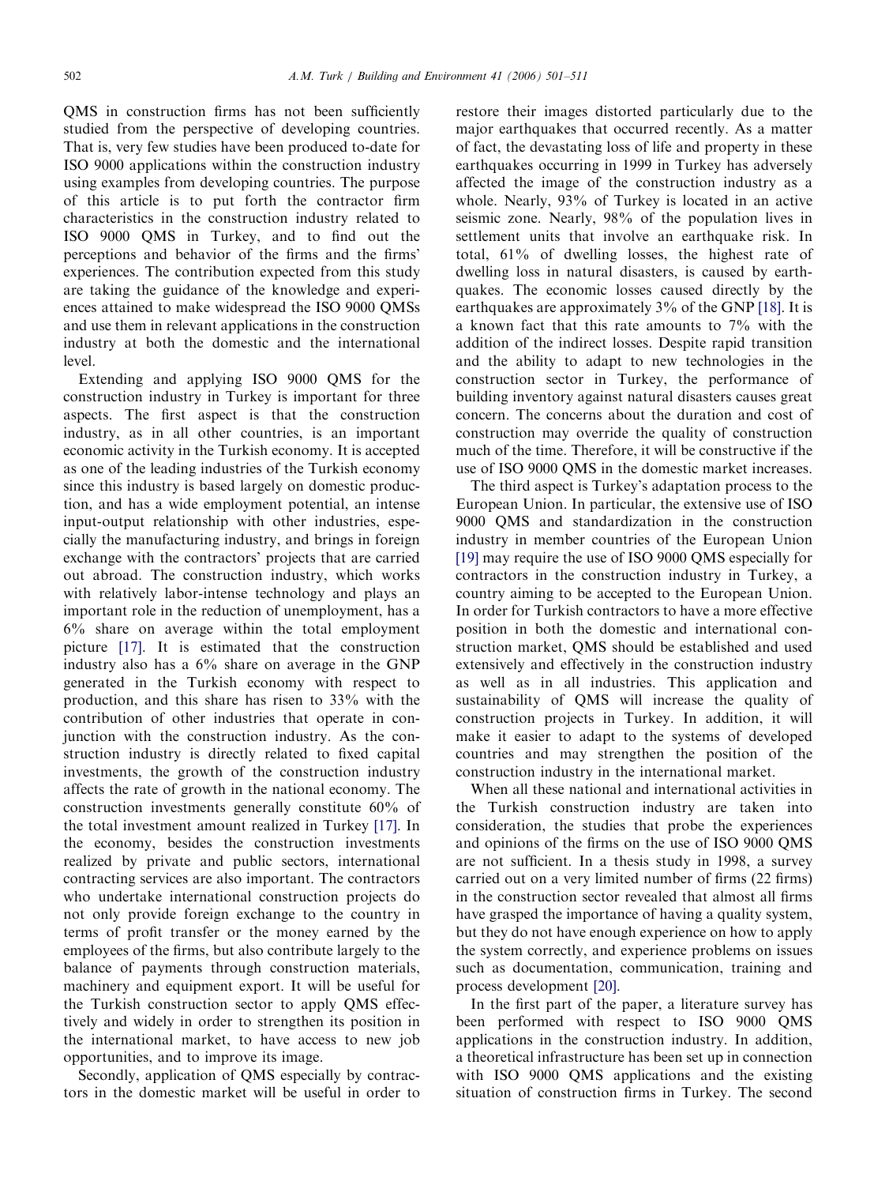QMS in construction firms has not been sufficiently studied from the perspective of developing countries. That is, very few studies have been produced to-date for ISO 9000 applications within the construction industry using examples from developing countries. The purpose of this article is to put forth the contractor firm characteristics in the construction industry related to ISO 9000 QMS in Turkey, and to find out the perceptions and behavior of the firms and the firms' experiences. The contribution expected from this study are taking the guidance of the knowledge and experiences attained to make widespread the ISO 9000 QMSs and use them in relevant applications in the construction industry at both the domestic and the international level.

Extending and applying ISO 9000 QMS for the construction industry in Turkey is important for three aspects. The first aspect is that the construction industry, as in all other countries, is an important economic activity in the Turkish economy. It is accepted as one of the leading industries of the Turkish economy since this industry is based largely on domestic production, and has a wide employment potential, an intense input-output relationship with other industries, especially the manufacturing industry, and brings in foreign exchange with the contractors' projects that are carried out abroad. The construction industry, which works with relatively labor-intense technology and plays an important role in the reduction of unemployment, has a 6% share on average within the total employment picture [17]. It is estimated that the construction industry also has a 6% share on average in the GNP generated in the Turkish economy with respect to production, and this share has risen to 33% with the contribution of other industries that operate in conjunction with the construction industry. As the construction industry is directly related to fixed capital investments, the growth of the construction industry affects the rate of growth in the national economy. The construction investments generally constitute 60% of the total investment amount realized in Turkey [17]. In the economy, besides the construction investments realized by private and public sectors, international contracting services are also important. The contractors who undertake international construction projects do not only provide foreign exchange to the country in terms of profit transfer or the money earned by the employees of the firms, but also contribute largely to the balance of payments through construction materials, machinery and equipment export. It will be useful for the Turkish construction sector to apply QMS effectively and widely in order to strengthen its position in the international market, to have access to new job opportunities, and to improve its image.

Secondly, application of QMS especially by contractors in the domestic market will be useful in order to restore their images distorted particularly due to the major earthquakes that occurred recently. As a matter of fact, the devastating loss of life and property in these earthquakes occurring in 1999 in Turkey has adversely affected the image of the construction industry as a whole. Nearly, 93% of Turkey is located in an active seismic zone. Nearly, 98% of the population lives in settlement units that involve an earthquake risk. In total, 61% of dwelling losses, the highest rate of dwelling loss in natural disasters, is caused by earthquakes. The economic losses caused directly by the earthquakes are approximately 3% of the GNP [18]. It is a known fact that this rate amounts to 7% with the addition of the indirect losses. Despite rapid transition and the ability to adapt to new technologies in the construction sector in Turkey, the performance of building inventory against natural disasters causes great concern. The concerns about the duration and cost of construction may override the quality of construction much of the time. Therefore, it will be constructive if the use of ISO 9000 QMS in the domestic market increases.

The third aspect is Turkey's adaptation process to the European Union. In particular, the extensive use of ISO 9000 QMS and standardization in the construction industry in member countries of the European Union [19] may require the use of ISO 9000 QMS especially for contractors in the construction industry in Turkey, a country aiming to be accepted to the European Union. In order for Turkish contractors to have a more effective position in both the domestic and international construction market, QMS should be established and used extensively and effectively in the construction industry as well as in all industries. This application and sustainability of QMS will increase the quality of construction projects in Turkey. In addition, it will make it easier to adapt to the systems of developed countries and may strengthen the position of the construction industry in the international market.

When all these national and international activities in the Turkish construction industry are taken into consideration, the studies that probe the experiences and opinions of the firms on the use of ISO 9000 QMS are not sufficient. In a thesis study in 1998, a survey carried out on a very limited number of firms (22 firms) in the construction sector revealed that almost all firms have grasped the importance of having a quality system, but they do not have enough experience on how to apply the system correctly, and experience problems on issues such as documentation, communication, training and process development [20].

In the first part of the paper, a literature survey has been performed with respect to ISO 9000 QMS applications in the construction industry. In addition, a theoretical infrastructure has been set up in connection with ISO 9000 QMS applications and the existing situation of construction firms in Turkey. The second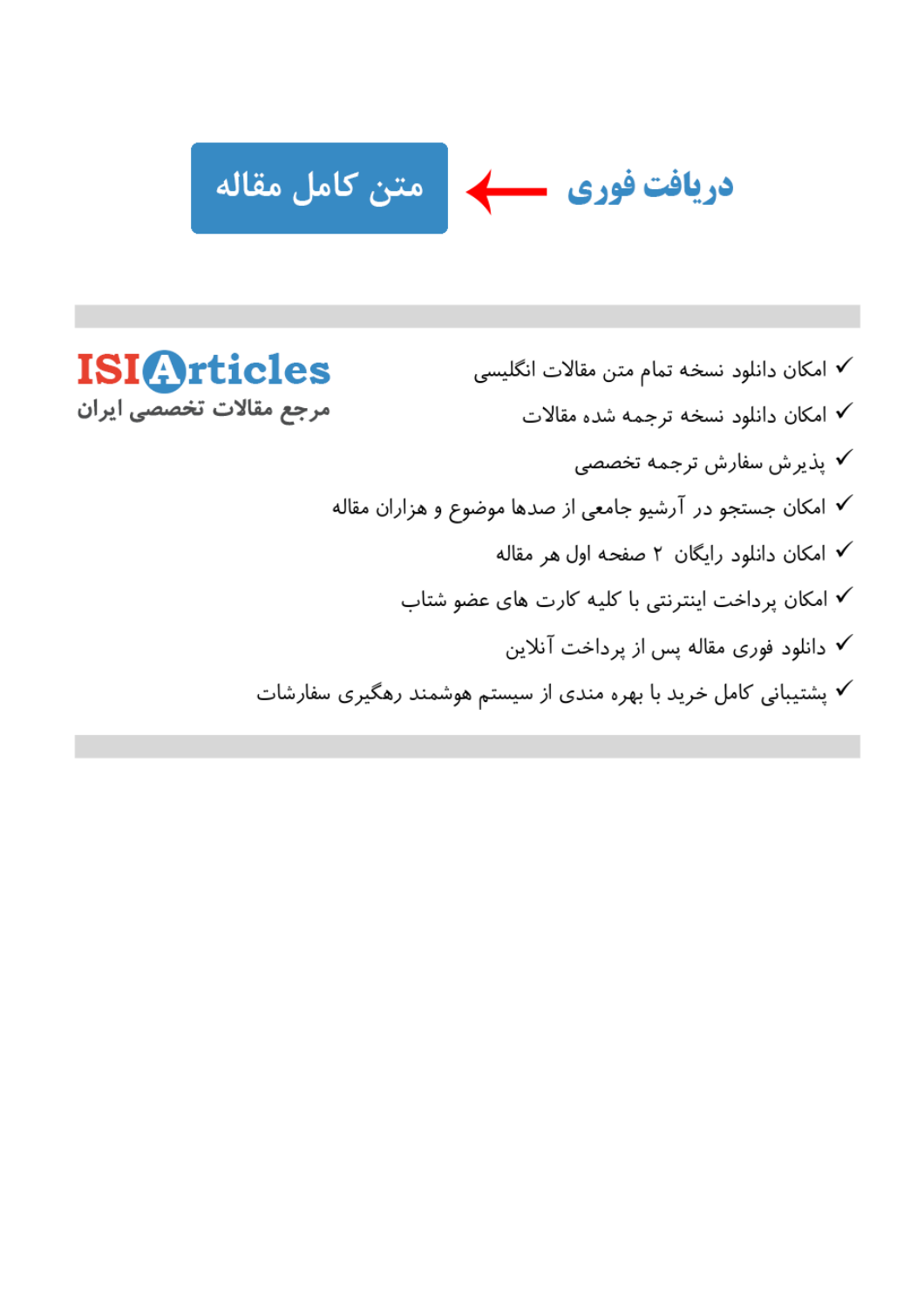دریافت فوری ← متن کامل مقاله

**ISIArticles**
مرجع مقالات تخصصی ایران

- ✓ امکان دانلود نسخه تمام متن مقالات انگلیسی
- ✓ امکان دانلود نسخه ترجمه شده مقالات
- ✓ پذیرش سفارش ترجمه تخصصی
- ✓ امکان جستجو در آرشیو جامعی از صدها موضوع و هزاران مقاله
- ✓ امکان دانلود رایگان ۲ صفحه اول هر مقاله
- ✓ امکان پرداخت اینترنتی با کلیه کارت های عضو شتاب
- ✓ دانلود فوری مقاله پس از پرداخت آنلاین
- ✓ پشتیبانی کامل خرید با بهره مندی از سیستم هوشمند رهگیری سفارشات